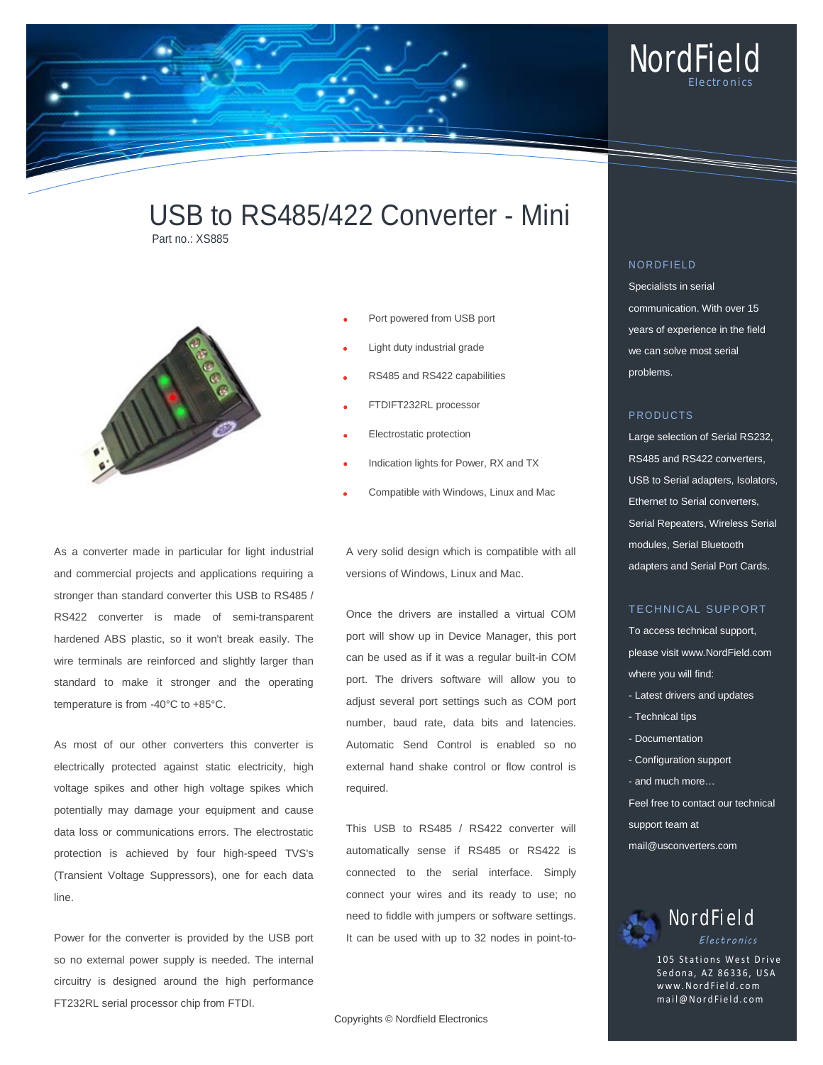# USB to RS485/422 Converter - Mini

Part no.: XS885

- Port powered from USB port
- Light duty industrial grade
- RS485 and RS422 capabilities
- FTDIFT232RL processor
- Electrostatic protection
- Indication lights for Power, RX and TX
- Compatible with Windows, Linux and Mac

As a converter made in particular for light industrial and commercial projects and applications requiring a stronger than standard converter this USB to RS485 / RS422 converter is made of semi-transparent hardened ABS plastic, so it won't break easily. The wire terminals are reinforced and slightly larger than standard to make it stronger and the operating temperature is from -40°C to +85°C.

As most of our other converters this converter is electrically protected against static electricity, high voltage spikes and other high voltage spikes which potentially may damage your equipment and cause data loss or communications errors. The electrostatic protection is achieved by four high-speed TVS's (Transient Voltage Suppressors), one for each data line.

Power for the converter is provided by the USB port so no external power supply is needed. The internal circuitry is designed around the high performance FT232RL serial processor chip from FTDI.

A very solid design which is compatible with all versions of Windows, Linux and Mac.

Once the drivers are installed a virtual COM port will show up in Device Manager, this port can be used as if it was a regular built-in COM port. The drivers software will allow you to adjust several port settings such as COM port number, baud rate, data bits and latencies. Automatic Send Control is enabled so no external hand shake control or flow control is required.

This USB to RS485 / RS422 converter will automatically sense if RS485 or RS422 is connected to the serial interface. Simply connect your wires and its ready to use; no need to fiddle with jumpers or software settings. It can be used with up to 32 nodes in point-to-

Copyrights © Nordfield Electronics

## NORDFIELD

Specialists in serial communication. With over 15 years of experience in the field we can solve most serial problems.

## PRODUCTS

Large selection of Serial RS232, RS485 and RS422 converters, USB to Serial adapters, Isolators, Ethernet to Serial converters, Serial Repeaters, Wireless Serial modules, Serial Bluetooth adapters and Serial Port Cards.

## TECHNICAL SUPPORT

To access technical support, please visit www.NordField.com where you will find:

- Latest drivers and updates
- Technical tips
- Documentation
- Configuration support
- and much more…

Feel free to contact our technical support team at mail@usconverters.com

NordField Electronics
105 Stations West Drive
Sedona, AZ 86336, USA
www.NordField.com
mail@NordField.com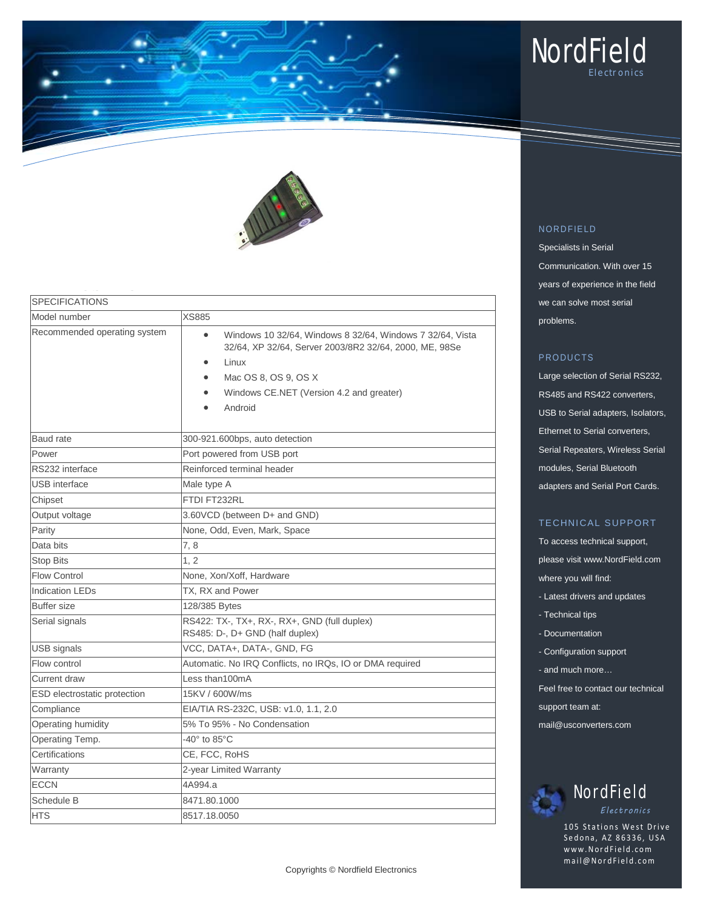# NordField
Electronics

| SPECIFICATIONS | |
|---|---|
| Model number | XS885 |
| Recommended operating system | • Windows 10 32/64, Windows 8 32/64, Windows 7 32/64, Vista 32/64, XP 32/64, Server 2003/8R2 32/64, 2000, ME, 98Se<br>• Linux<br>• Mac OS 8, OS 9, OS X<br>• Windows CE.NET (Version 4.2 and greater)<br>• Android |
| Baud rate | 300-921.600bps, auto detection |
| Power | Port powered from USB port |
| RS232 interface | Reinforced terminal header |
| USB interface | Male type A |
| Chipset | FTDI FT232RL |
| Output voltage | 3.60VCD (between D+ and GND) |
| Parity | None, Odd, Even, Mark, Space |
| Data bits | 7, 8 |
| Stop Bits | 1, 2 |
| Flow Control | None, Xon/Xoff, Hardware |
| Indication LEDs | TX, RX and Power |
| Buffer size | 128/385 Bytes |
| Serial signals | RS422: TX-, TX+, RX-, RX+, GND (full duplex)<br>RS485: D-, D+ GND (half duplex) |
| USB signals | VCC, DATA+, DATA-, GND, FG |
| Flow control | Automatic. No IRQ Conflicts, no IRQs, IO or DMA required |
| Current draw | Less than100mA |
| ESD electrostatic protection | 15KV / 600W/ms |
| Compliance | EIA/TIA RS-232C, USB: v1.0, 1.1, 2.0 |
| Operating humidity | 5% To 95% - No Condensation |
| Operating Temp. | -40° to 85°C |
| Certifications | CE, FCC, RoHS |
| Warranty | 2-year Limited Warranty |
| ECCN | 4A994.a |
| Schedule B | 8471.80.1000 |
| HTS | 8517.18.0050 |

Copyrights © Nordfield Electronics

## NORDFIELD

Specialists in Serial Communication. With over 15 years of experience in the field we can solve most serial problems.

## PRODUCTS

Large selection of Serial RS232, RS485 and RS422 converters, USB to Serial adapters, Isolators, Ethernet to Serial converters, Serial Repeaters, Wireless Serial modules, Serial Bluetooth adapters and Serial Port Cards.

## TECHNICAL SUPPORT

To access technical support, please visit www.NordField.com where you will find:

- Latest drivers and updates
- Technical tips
- Documentation
- Configuration support
- and much more…

Feel free to contact our technical support team at: mail@usconverters.com

NordField
Electronics

105 Stations West Drive
Sedona, AZ 86336, USA
www.NordField.com
mail@NordField.com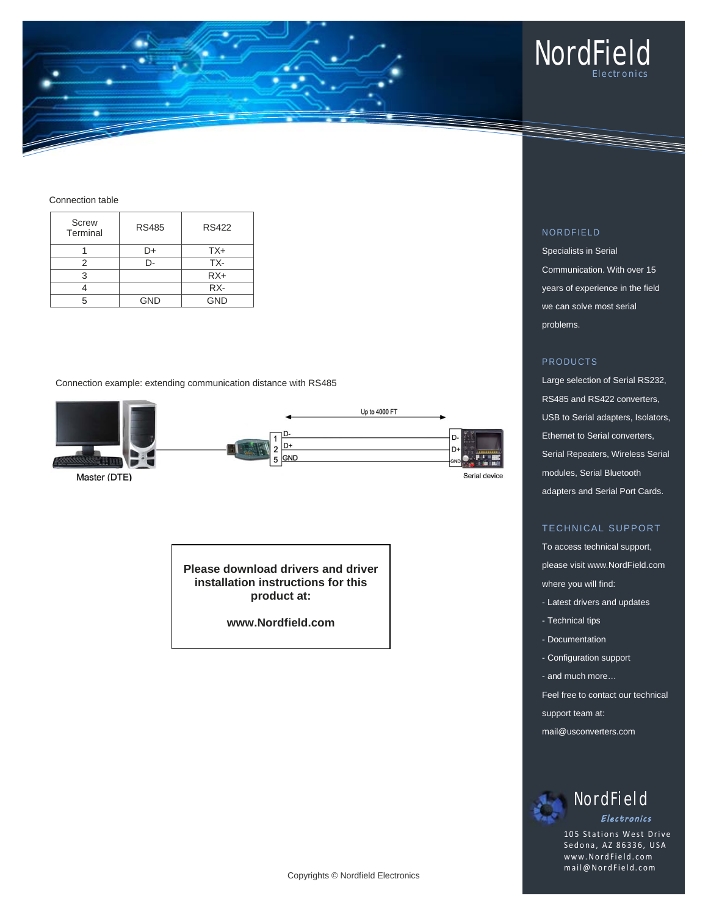NordField
Electronics

Connection table

| Screw Terminal | RS485 | RS422 |
|---|---|---|
| 1 | D+ | TX+ |
| 2 | D- | TX- |
| 3 | | RX+ |
| 4 | | RX- |
| 5 | GND | GND |

Connection example: extending communication distance with RS485

Up to 4000 FT

1 D-
2 D+
5 GND

D-
D+
GND

Master (DTE)

Serial device

**Please download drivers and driver installation instructions for this product at:**

**www.Nordfield.com**

## NORDFIELD

Specialists in Serial Communication. With over 15 years of experience in the field we can solve most serial problems.

## PRODUCTS

Large selection of Serial RS232, RS485 and RS422 converters, USB to Serial adapters, Isolators, Ethernet to Serial converters, Serial Repeaters, Wireless Serial modules, Serial Bluetooth adapters and Serial Port Cards.

## TECHNICAL SUPPORT

To access technical support, please visit www.NordField.com where you will find:

- Latest drivers and updates
- Technical tips
- Documentation
- Configuration support
- and much more…

Feel free to contact our technical support team at:

mail@usconverters.com

NordField
*Electronics*

105 Stations West Drive
Sedona, AZ 86336, USA
www.NordField.com
mail@NordField.com

Copyrights © Nordfield Electronics